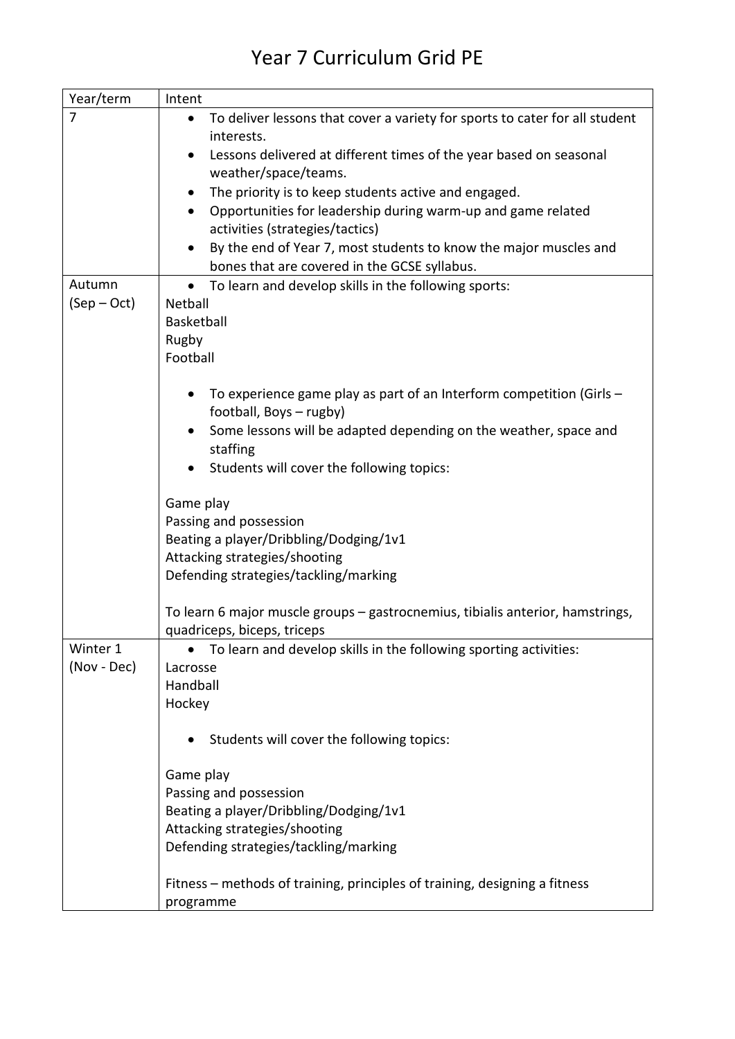# Year 7 Curriculum Grid PE

| Year/term | Intent |
|---|---|
| 7 | • To deliver lessons that cover a variety for sports to cater for all student interests.<br>• Lessons delivered at different times of the year based on seasonal weather/space/teams.<br>• The priority is to keep students active and engaged.<br>• Opportunities for leadership during warm-up and game related activities (strategies/tactics)<br>• By the end of Year 7, most students to know the major muscles and bones that are covered in the GCSE syllabus. |
| Autumn (Sep – Oct) | • To learn and develop skills in the following sports:<br>Netball<br>Basketball<br>Rugby<br>Football<br><br>• To experience game play as part of an Interform competition (Girls – football, Boys – rugby)<br>• Some lessons will be adapted depending on the weather, space and staffing<br>• Students will cover the following topics:<br><br>Game play<br>Passing and possession<br>Beating a player/Dribbling/Dodging/1v1<br>Attacking strategies/shooting<br>Defending strategies/tackling/marking<br><br>To learn 6 major muscle groups – gastrocnemius, tibialis anterior, hamstrings, quadriceps, biceps, triceps |
| Winter 1 (Nov - Dec) | • To learn and develop skills in the following sporting activities:<br>Lacrosse<br>Handball<br>Hockey<br><br>• Students will cover the following topics:<br><br>Game play<br>Passing and possession<br>Beating a player/Dribbling/Dodging/1v1<br>Attacking strategies/shooting<br>Defending strategies/tackling/marking<br><br>Fitness – methods of training, principles of training, designing a fitness programme |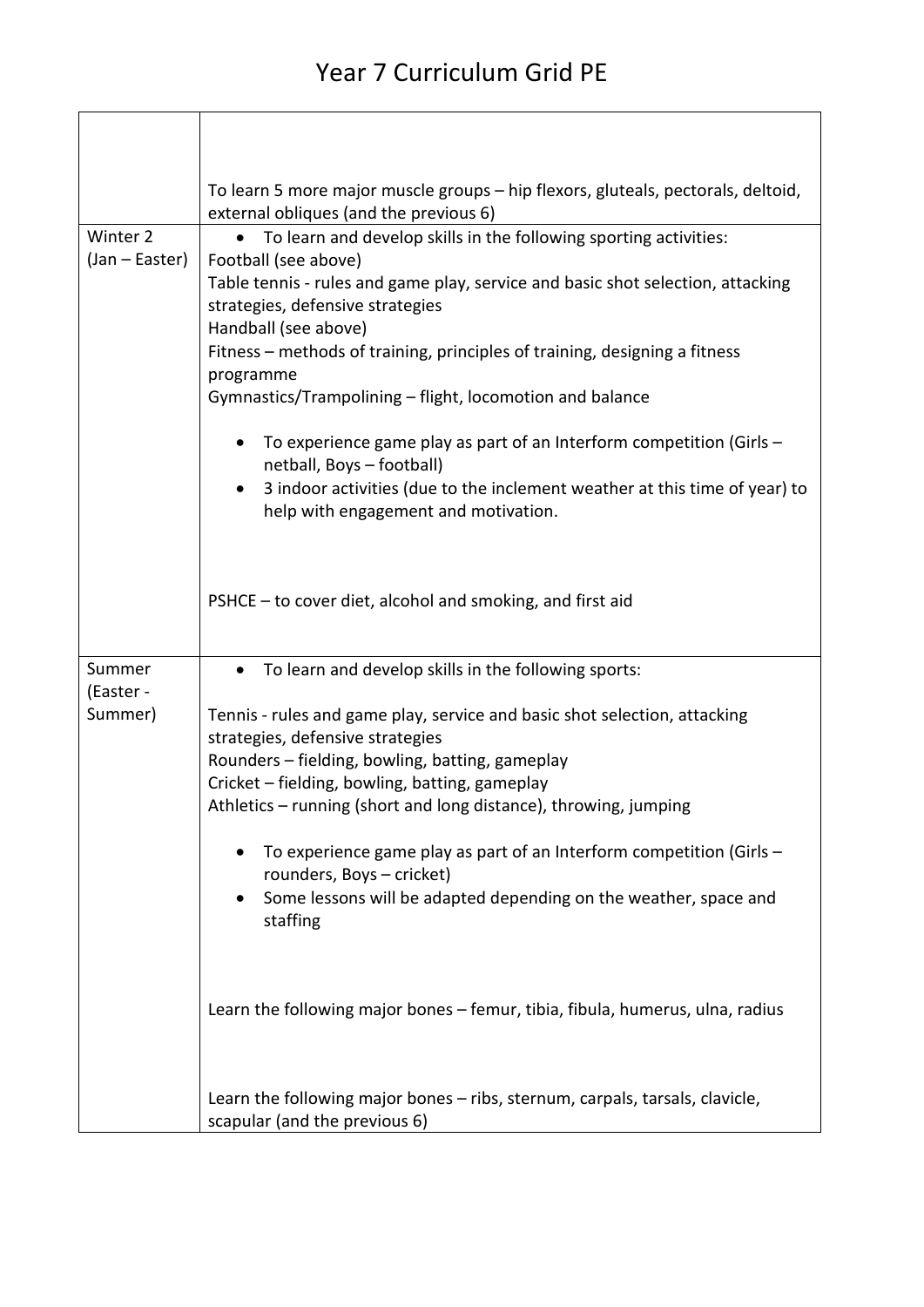# Year 7 Curriculum Grid PE

| | |
|---|---|
| | To learn 5 more major muscle groups – hip flexors, gluteals, pectorals, deltoid, external obliques (and the previous 6) |
| Winter 2 (Jan – Easter) | • To learn and develop skills in the following sporting activities:<br>Football (see above)<br>Table tennis - rules and game play, service and basic shot selection, attacking strategies, defensive strategies<br>Handball (see above)<br>Fitness – methods of training, principles of training, designing a fitness programme<br>Gymnastics/Trampolining – flight, locomotion and balance<br><br>• To experience game play as part of an Interform competition (Girls – netball, Boys – football)<br>• 3 indoor activities (due to the inclement weather at this time of year) to help with engagement and motivation.<br><br>PSHCE – to cover diet, alcohol and smoking, and first aid |
| Summer (Easter - Summer) | • To learn and develop skills in the following sports:<br><br>Tennis - rules and game play, service and basic shot selection, attacking strategies, defensive strategies<br>Rounders – fielding, bowling, batting, gameplay<br>Cricket – fielding, bowling, batting, gameplay<br>Athletics – running (short and long distance), throwing, jumping<br><br>• To experience game play as part of an Interform competition (Girls – rounders, Boys – cricket)<br>• Some lessons will be adapted depending on the weather, space and staffing<br><br>Learn the following major bones – femur, tibia, fibula, humerus, ulna, radius<br><br>Learn the following major bones – ribs, sternum, carpals, tarsals, clavicle, scapular (and the previous 6) |